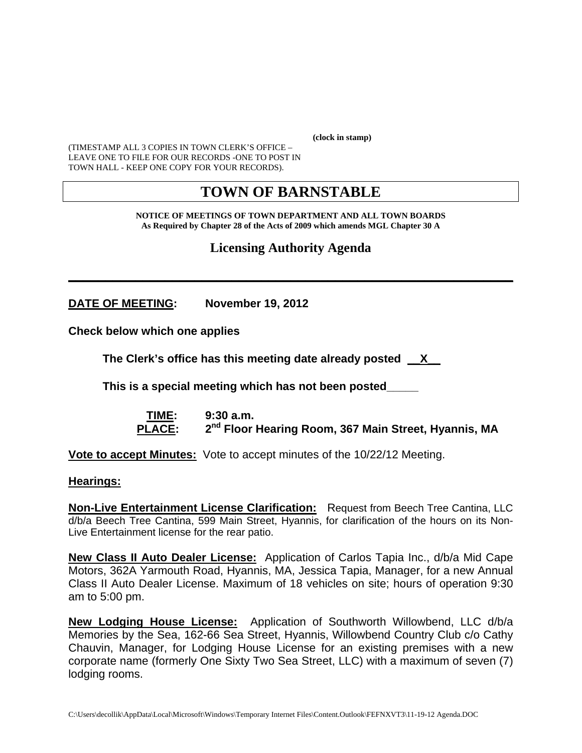(clock in stamp)

(TIMESTAMP ALL 3 COPIES IN TOWN CLERK'S OFFICE – LEAVE ONE TO FILE FOR OUR RECORDS -ONE TO POST IN TOWN HALL - KEEP ONE COPY FOR YOUR RECORDS).

# TOWN OF BARNSTABLE

**NOTICE OF MEETINGS OF TOWN DEPARTMENT AND ALL TOWN BOARDS**
**As Required by Chapter 28 of the Acts of 2009 which amends MGL Chapter 30 A**

## Licensing Authority Agenda

---

**DATE OF MEETING:** **November 19, 2012**

**Check below which one applies**

**The Clerk's office has this meeting date already posted \_\_X\_\_**

**This is a special meeting which has not been posted\_\_\_\_\_**

**TIME:** **9:30 a.m.**
**PLACE:** **2nd Floor Hearing Room, 367 Main Street, Hyannis, MA**

**Vote to accept Minutes:** Vote to accept minutes of the 10/22/12 Meeting.

**Hearings:**

**Non-Live Entertainment License Clarification:** Request from Beech Tree Cantina, LLC d/b/a Beech Tree Cantina, 599 Main Street, Hyannis, for clarification of the hours on its Non-Live Entertainment license for the rear patio.

**New Class II Auto Dealer License:** Application of Carlos Tapia Inc., d/b/a Mid Cape Motors, 362A Yarmouth Road, Hyannis, MA, Jessica Tapia, Manager, for a new Annual Class II Auto Dealer License. Maximum of 18 vehicles on site; hours of operation 9:30 am to 5:00 pm.

**New Lodging House License:** Application of Southworth Willowbend, LLC d/b/a Memories by the Sea, 162-66 Sea Street, Hyannis, Willowbend Country Club c/o Cathy Chauvin, Manager, for Lodging House License for an existing premises with a new corporate name (formerly One Sixty Two Sea Street, LLC) with a maximum of seven (7) lodging rooms.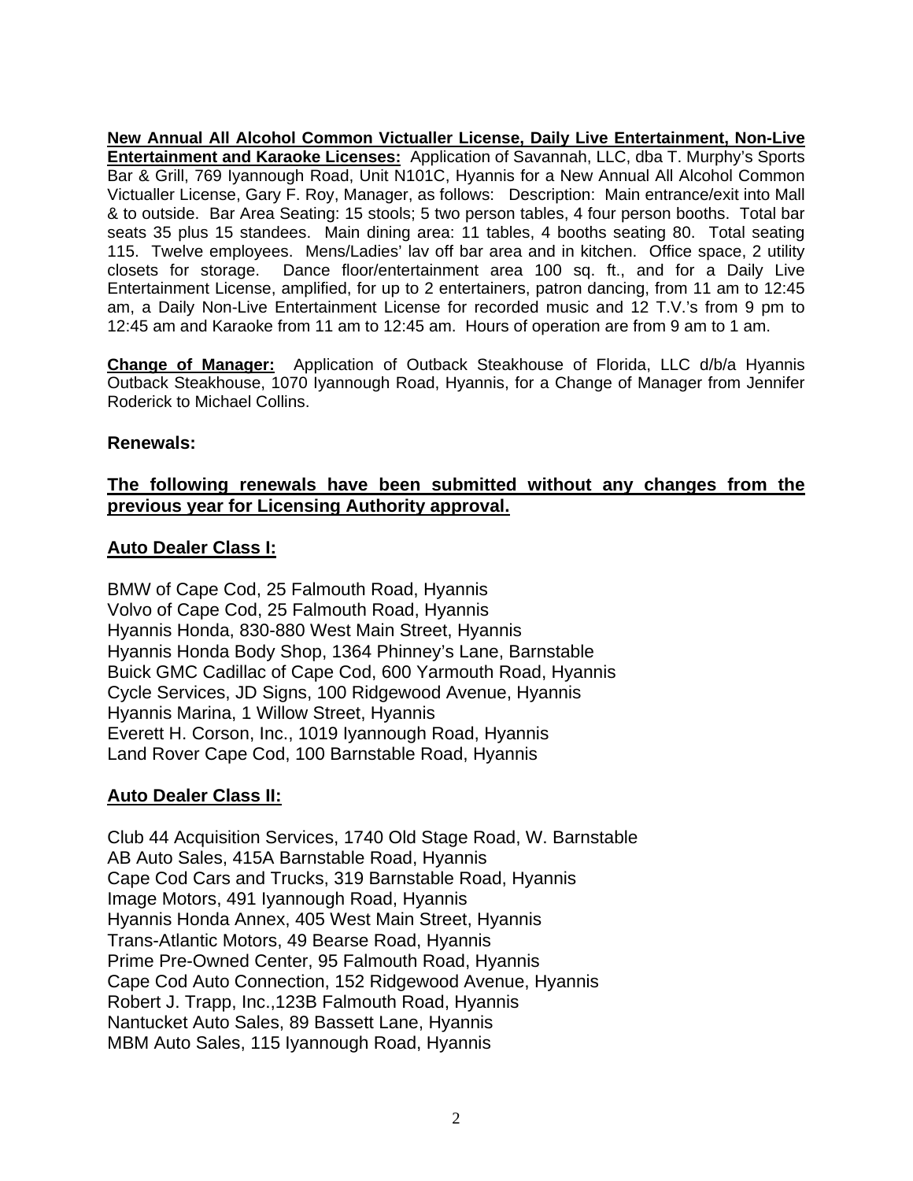**New Annual All Alcohol Common Victualler License, Daily Live Entertainment, Non-Live Entertainment and Karaoke Licenses:** Application of Savannah, LLC, dba T. Murphy's Sports Bar & Grill, 769 Iyannough Road, Unit N101C, Hyannis for a New Annual All Alcohol Common Victualler License, Gary F. Roy, Manager, as follows: Description: Main entrance/exit into Mall & to outside. Bar Area Seating: 15 stools; 5 two person tables, 4 four person booths. Total bar seats 35 plus 15 standees. Main dining area: 11 tables, 4 booths seating 80. Total seating 115. Twelve employees. Mens/Ladies' lav off bar area and in kitchen. Office space, 2 utility closets for storage. Dance floor/entertainment area 100 sq. ft., and for a Daily Live Entertainment License, amplified, for up to 2 entertainers, patron dancing, from 11 am to 12:45 am, a Daily Non-Live Entertainment License for recorded music and 12 T.V.'s from 9 pm to 12:45 am and Karaoke from 11 am to 12:45 am. Hours of operation are from 9 am to 1 am.

**Change of Manager:** Application of Outback Steakhouse of Florida, LLC d/b/a Hyannis Outback Steakhouse, 1070 Iyannough Road, Hyannis, for a Change of Manager from Jennifer Roderick to Michael Collins.

## Renewals:

**The following renewals have been submitted without any changes from the previous year for Licensing Authority approval.**

### Auto Dealer Class I:

BMW of Cape Cod, 25 Falmouth Road, Hyannis
Volvo of Cape Cod, 25 Falmouth Road, Hyannis
Hyannis Honda, 830-880 West Main Street, Hyannis
Hyannis Honda Body Shop, 1364 Phinney's Lane, Barnstable
Buick GMC Cadillac of Cape Cod, 600 Yarmouth Road, Hyannis
Cycle Services, JD Signs, 100 Ridgewood Avenue, Hyannis
Hyannis Marina, 1 Willow Street, Hyannis
Everett H. Corson, Inc., 1019 Iyannough Road, Hyannis
Land Rover Cape Cod, 100 Barnstable Road, Hyannis

### Auto Dealer Class II:

Club 44 Acquisition Services, 1740 Old Stage Road, W. Barnstable
AB Auto Sales, 415A Barnstable Road, Hyannis
Cape Cod Cars and Trucks, 319 Barnstable Road, Hyannis
Image Motors, 491 Iyannough Road, Hyannis
Hyannis Honda Annex, 405 West Main Street, Hyannis
Trans-Atlantic Motors, 49 Bearse Road, Hyannis
Prime Pre-Owned Center, 95 Falmouth Road, Hyannis
Cape Cod Auto Connection, 152 Ridgewood Avenue, Hyannis
Robert J. Trapp, Inc.,123B Falmouth Road, Hyannis
Nantucket Auto Sales, 89 Bassett Lane, Hyannis
MBM Auto Sales, 115 Iyannough Road, Hyannis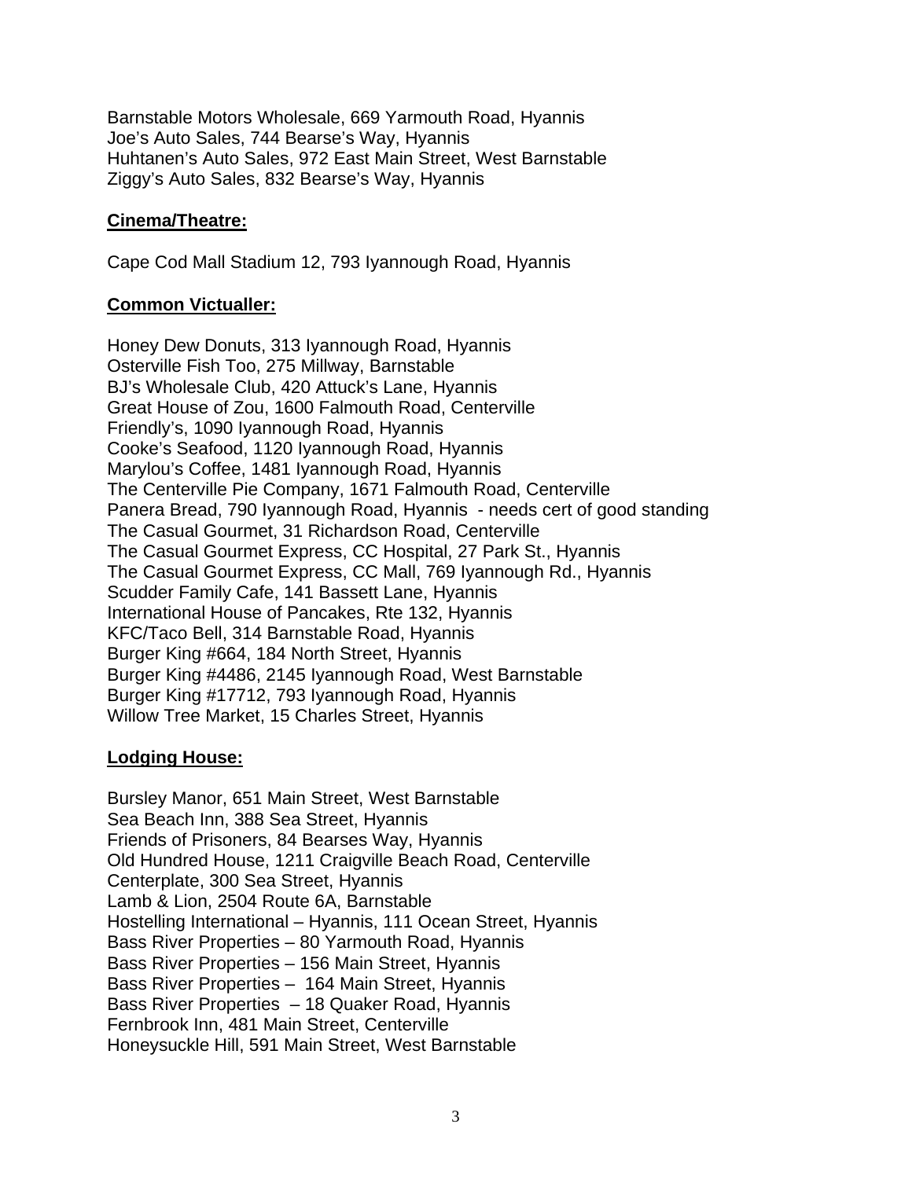Barnstable Motors Wholesale, 669 Yarmouth Road, Hyannis
Joe's Auto Sales, 744 Bearse's Way, Hyannis
Huhtanen's Auto Sales, 972 East Main Street, West Barnstable
Ziggy's Auto Sales, 832 Bearse's Way, Hyannis

**Cinema/Theatre:**

Cape Cod Mall Stadium 12, 793 Iyannough Road, Hyannis

**Common Victualler:**

Honey Dew Donuts, 313 Iyannough Road, Hyannis
Osterville Fish Too, 275 Millway, Barnstable
BJ's Wholesale Club, 420 Attuck's Lane, Hyannis
Great House of Zou, 1600 Falmouth Road, Centerville
Friendly's, 1090 Iyannough Road, Hyannis
Cooke's Seafood, 1120 Iyannough Road, Hyannis
Marylou's Coffee, 1481 Iyannough Road, Hyannis
The Centerville Pie Company, 1671 Falmouth Road, Centerville
Panera Bread, 790 Iyannough Road, Hyannis - needs cert of good standing
The Casual Gourmet, 31 Richardson Road, Centerville
The Casual Gourmet Express, CC Hospital, 27 Park St., Hyannis
The Casual Gourmet Express, CC Mall, 769 Iyannough Rd., Hyannis
Scudder Family Cafe, 141 Bassett Lane, Hyannis
International House of Pancakes, Rte 132, Hyannis
KFC/Taco Bell, 314 Barnstable Road, Hyannis
Burger King #664, 184 North Street, Hyannis
Burger King #4486, 2145 Iyannough Road, West Barnstable
Burger King #17712, 793 Iyannough Road, Hyannis
Willow Tree Market, 15 Charles Street, Hyannis

**Lodging House:**

Bursley Manor, 651 Main Street, West Barnstable
Sea Beach Inn, 388 Sea Street, Hyannis
Friends of Prisoners, 84 Bearses Way, Hyannis
Old Hundred House, 1211 Craigville Beach Road, Centerville
Centerplate, 300 Sea Street, Hyannis
Lamb & Lion, 2504 Route 6A, Barnstable
Hostelling International – Hyannis, 111 Ocean Street, Hyannis
Bass River Properties – 80 Yarmouth Road, Hyannis
Bass River Properties – 156 Main Street, Hyannis
Bass River Properties – 164 Main Street, Hyannis
Bass River Properties – 18 Quaker Road, Hyannis
Fernbrook Inn, 481 Main Street, Centerville
Honeysuckle Hill, 591 Main Street, West Barnstable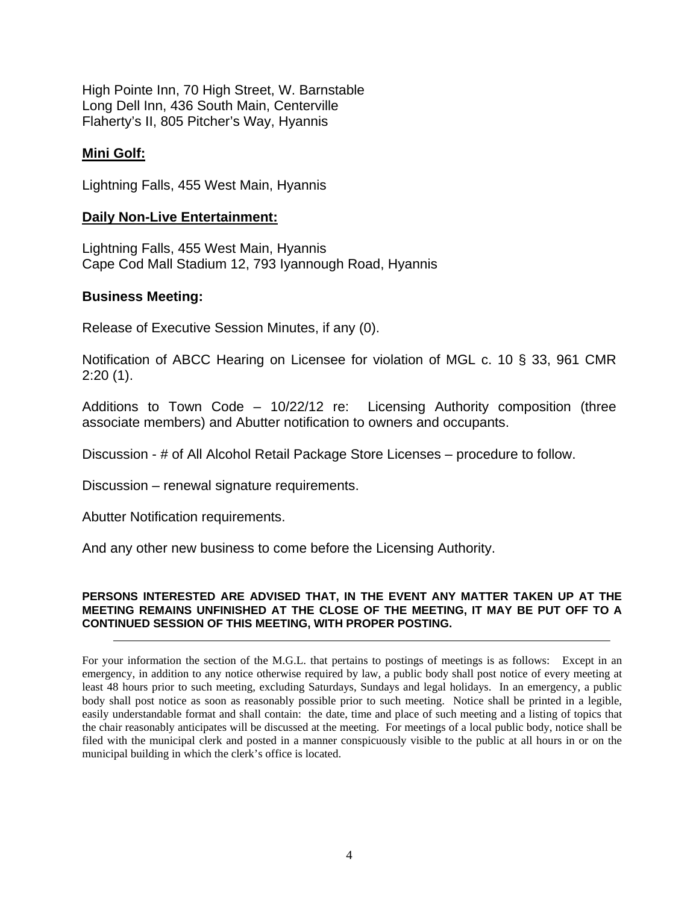High Pointe Inn, 70 High Street, W. Barnstable
Long Dell Inn, 436 South Main, Centerville
Flaherty's II, 805 Pitcher's Way, Hyannis

**Mini Golf:**

Lightning Falls, 455 West Main, Hyannis

**Daily Non-Live Entertainment:**

Lightning Falls, 455 West Main, Hyannis
Cape Cod Mall Stadium 12, 793 Iyannough Road, Hyannis

**Business Meeting:**

Release of Executive Session Minutes, if any (0).

Notification of ABCC Hearing on Licensee for violation of MGL c. 10 § 33, 961 CMR 2:20 (1).

Additions to Town Code – 10/22/12 re: Licensing Authority composition (three associate members) and Abutter notification to owners and occupants.

Discussion - # of All Alcohol Retail Package Store Licenses – procedure to follow.

Discussion – renewal signature requirements.

Abutter Notification requirements.

And any other new business to come before the Licensing Authority.

**PERSONS INTERESTED ARE ADVISED THAT, IN THE EVENT ANY MATTER TAKEN UP AT THE MEETING REMAINS UNFINISHED AT THE CLOSE OF THE MEETING, IT MAY BE PUT OFF TO A CONTINUED SESSION OF THIS MEETING, WITH PROPER POSTING.**

---

For your information the section of the M.G.L. that pertains to postings of meetings is as follows: Except in an emergency, in addition to any notice otherwise required by law, a public body shall post notice of every meeting at least 48 hours prior to such meeting, excluding Saturdays, Sundays and legal holidays. In an emergency, a public body shall post notice as soon as reasonably possible prior to such meeting. Notice shall be printed in a legible, easily understandable format and shall contain: the date, time and place of such meeting and a listing of topics that the chair reasonably anticipates will be discussed at the meeting. For meetings of a local public body, notice shall be filed with the municipal clerk and posted in a manner conspicuously visible to the public at all hours in or on the municipal building in which the clerk's office is located.